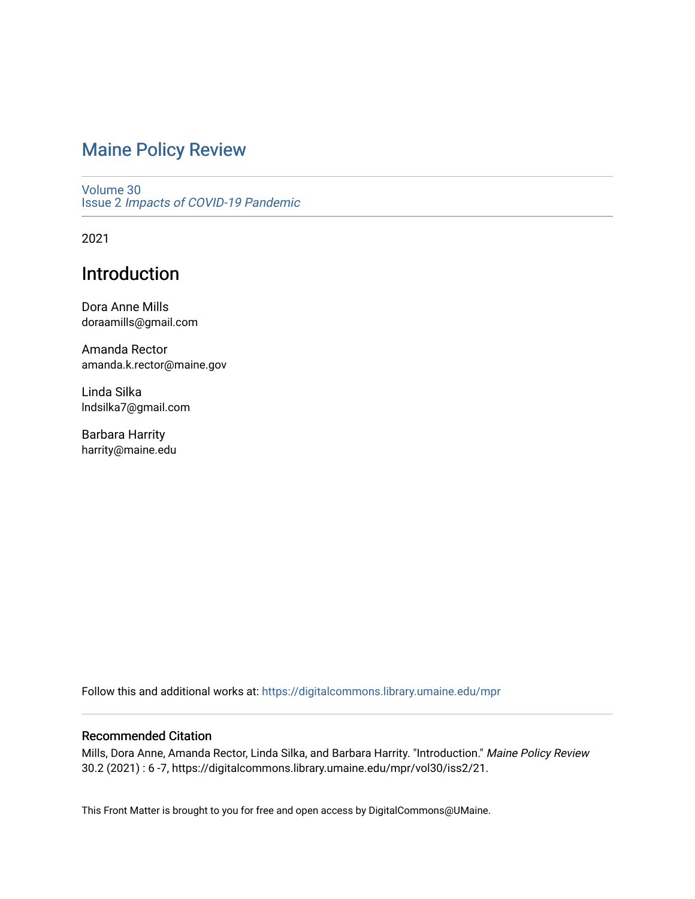# Maine Policy Review

Volume 30
Issue 2 *Impacts of COVID-19 Pandemic*

2021

## Introduction

Dora Anne Mills
doraamills@gmail.com

Amanda Rector
amanda.k.rector@maine.gov

Linda Silka
lndsilka7@gmail.com

Barbara Harrity
harrity@maine.edu

Follow this and additional works at: https://digitalcommons.library.umaine.edu/mpr

### Recommended Citation

Mills, Dora Anne, Amanda Rector, Linda Silka, and Barbara Harrity. "Introduction." *Maine Policy Review* 30.2 (2021) : 6 -7, https://digitalcommons.library.umaine.edu/mpr/vol30/iss2/21.

This Front Matter is brought to you for free and open access by DigitalCommons@UMaine.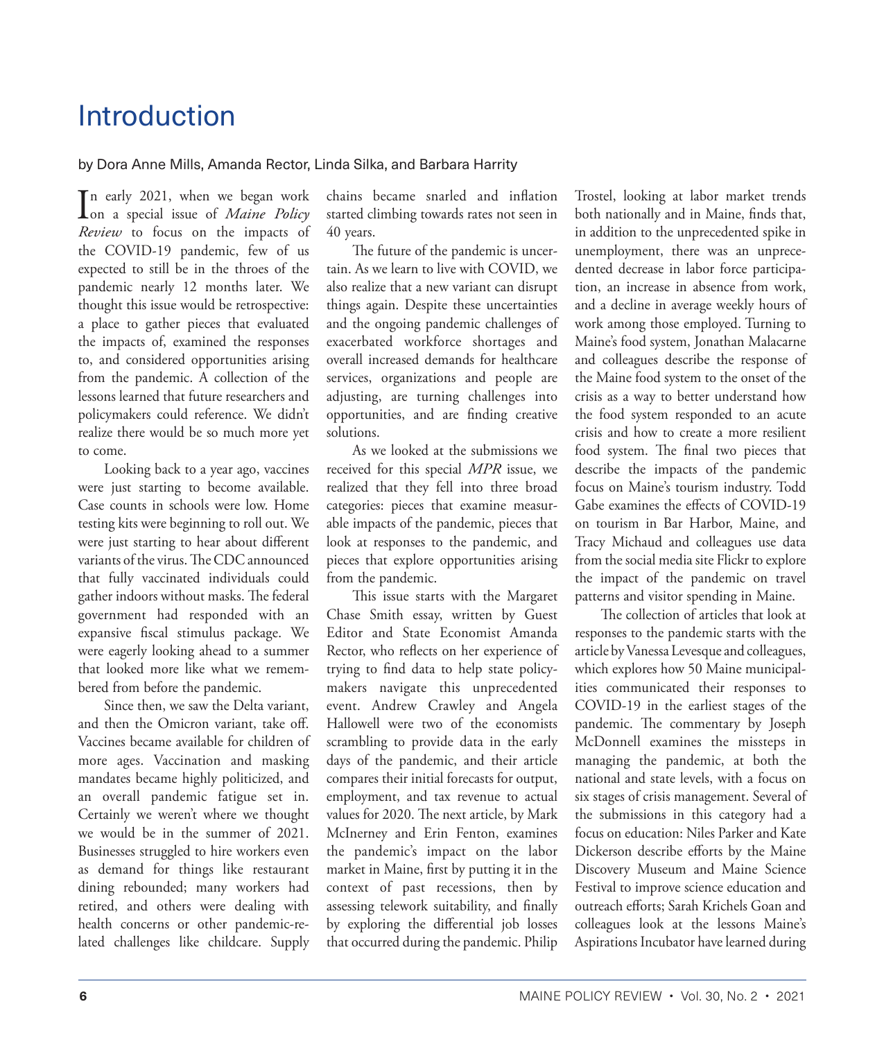# Introduction

by Dora Anne Mills, Amanda Rector, Linda Silka, and Barbara Harrity

In early 2021, when we began work on a special issue of *Maine Policy Review* to focus on the impacts of the COVID-19 pandemic, few of us expected to still be in the throes of the pandemic nearly 12 months later. We thought this issue would be retrospective: a place to gather pieces that evaluated the impacts of, examined the responses to, and considered opportunities arising from the pandemic. A collection of the lessons learned that future researchers and policymakers could reference. We didn't realize there would be so much more yet to come.

Looking back to a year ago, vaccines were just starting to become available. Case counts in schools were low. Home testing kits were beginning to roll out. We were just starting to hear about different variants of the virus. The CDC announced that fully vaccinated individuals could gather indoors without masks. The federal government had responded with an expansive fiscal stimulus package. We were eagerly looking ahead to a summer that looked more like what we remembered from before the pandemic.

Since then, we saw the Delta variant, and then the Omicron variant, take off. Vaccines became available for children of more ages. Vaccination and masking mandates became highly politicized, and an overall pandemic fatigue set in. Certainly we weren't where we thought we would be in the summer of 2021. Businesses struggled to hire workers even as demand for things like restaurant dining rebounded; many workers had retired, and others were dealing with health concerns or other pandemic-related challenges like childcare. Supply chains became snarled and inflation started climbing towards rates not seen in 40 years.

The future of the pandemic is uncertain. As we learn to live with COVID, we also realize that a new variant can disrupt things again. Despite these uncertainties and the ongoing pandemic challenges of exacerbated workforce shortages and overall increased demands for healthcare services, organizations and people are adjusting, are turning challenges into opportunities, and are finding creative solutions.

As we looked at the submissions we received for this special *MPR* issue, we realized that they fell into three broad categories: pieces that examine measurable impacts of the pandemic, pieces that look at responses to the pandemic, and pieces that explore opportunities arising from the pandemic.

This issue starts with the Margaret Chase Smith essay, written by Guest Editor and State Economist Amanda Rector, who reflects on her experience of trying to find data to help state policymakers navigate this unprecedented event. Andrew Crawley and Angela Hallowell were two of the economists scrambling to provide data in the early days of the pandemic, and their article compares their initial forecasts for output, employment, and tax revenue to actual values for 2020. The next article, by Mark McInerney and Erin Fenton, examines the pandemic's impact on the labor market in Maine, first by putting it in the context of past recessions, then by assessing telework suitability, and finally by exploring the differential job losses that occurred during the pandemic. Philip Trostel, looking at labor market trends both nationally and in Maine, finds that, in addition to the unprecedented spike in unemployment, there was an unprecedented decrease in labor force participation, an increase in absence from work, and a decline in average weekly hours of work among those employed. Turning to Maine's food system, Jonathan Malacarne and colleagues describe the response of the Maine food system to the onset of the crisis as a way to better understand how the food system responded to an acute crisis and how to create a more resilient food system. The final two pieces that describe the impacts of the pandemic focus on Maine's tourism industry. Todd Gabe examines the effects of COVID-19 on tourism in Bar Harbor, Maine, and Tracy Michaud and colleagues use data from the social media site Flickr to explore the impact of the pandemic on travel patterns and visitor spending in Maine.

The collection of articles that look at responses to the pandemic starts with the article by Vanessa Levesque and colleagues, which explores how 50 Maine municipalities communicated their responses to COVID-19 in the earliest stages of the pandemic. The commentary by Joseph McDonnell examines the missteps in managing the pandemic, at both the national and state levels, with a focus on six stages of crisis management. Several of the submissions in this category had a focus on education: Niles Parker and Kate Dickerson describe efforts by the Maine Discovery Museum and Maine Science Festival to improve science education and outreach efforts; Sarah Krichels Goan and colleagues look at the lessons Maine's Aspirations Incubator have learned during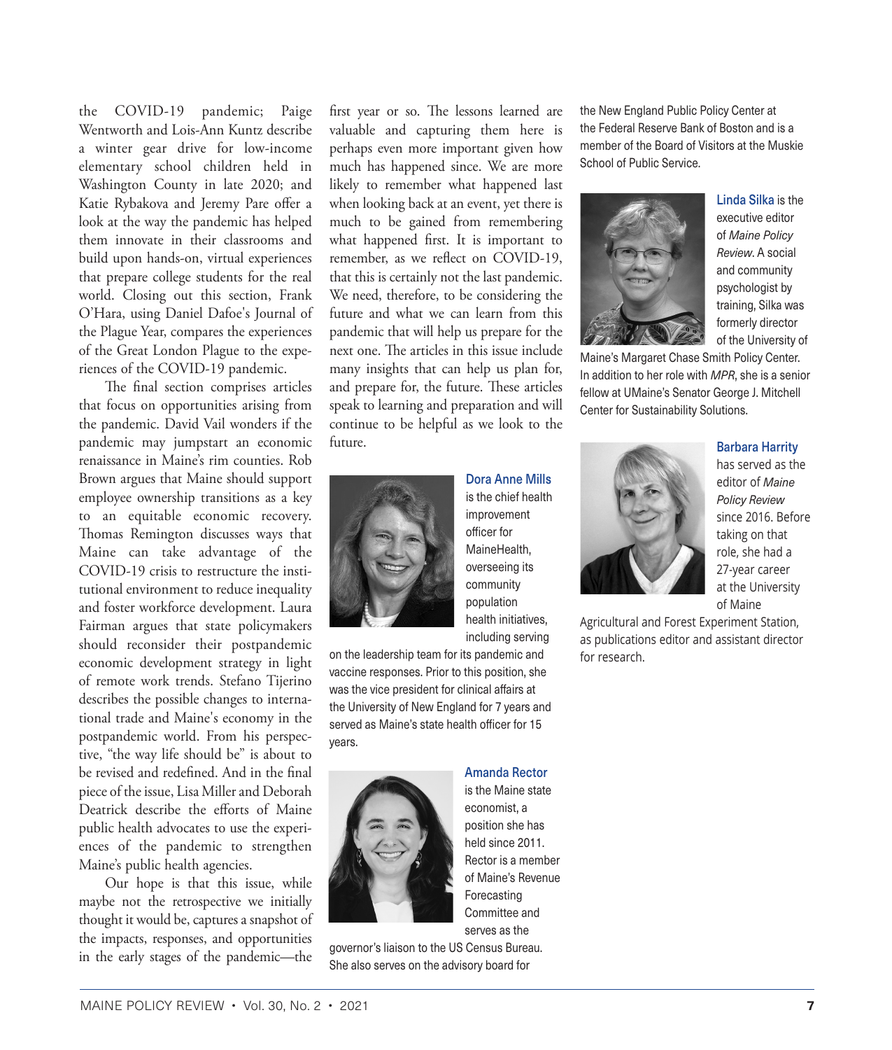the COVID-19 pandemic; Paige Wentworth and Lois-Ann Kuntz describe a winter gear drive for low-income elementary school children held in Washington County in late 2020; and Katie Rybakova and Jeremy Pare offer a look at the way the pandemic has helped them innovate in their classrooms and build upon hands-on, virtual experiences that prepare college students for the real world. Closing out this section, Frank O'Hara, using Daniel Dafoe's Journal of the Plague Year, compares the experiences of the Great London Plague to the experiences of the COVID-19 pandemic.

The final section comprises articles that focus on opportunities arising from the pandemic. David Vail wonders if the pandemic may jumpstart an economic renaissance in Maine's rim counties. Rob Brown argues that Maine should support employee ownership transitions as a key to an equitable economic recovery. Thomas Remington discusses ways that Maine can take advantage of the COVID-19 crisis to restructure the institutional environment to reduce inequality and foster workforce development. Laura Fairman argues that state policymakers should reconsider their postpandemic economic development strategy in light of remote work trends. Stefano Tijerino describes the possible changes to international trade and Maine's economy in the postpandemic world. From his perspective, "the way life should be" is about to be revised and redefined. And in the final piece of the issue, Lisa Miller and Deborah Deatrick describe the efforts of Maine public health advocates to use the experiences of the pandemic to strengthen Maine's public health agencies.

Our hope is that this issue, while maybe not the retrospective we initially thought it would be, captures a snapshot of the impacts, responses, and opportunities in the early stages of the pandemic—the first year or so. The lessons learned are valuable and capturing them here is perhaps even more important given how much has happened since. We are more likely to remember what happened last when looking back at an event, yet there is much to be gained from remembering what happened first. It is important to remember, as we reflect on COVID-19, that this is certainly not the last pandemic. We need, therefore, to be considering the future and what we can learn from this pandemic that will help us prepare for the next one. The articles in this issue include many insights that can help us plan for, and prepare for, the future. These articles speak to learning and preparation and will continue to be helpful as we look to the future.

**Dora Anne Mills** is the chief health improvement officer for MaineHealth, overseeing its community population health initiatives, including serving on the leadership team for its pandemic and vaccine responses. Prior to this position, she was the vice president for clinical affairs at the University of New England for 7 years and served as Maine's state health officer for 15 years.

**Amanda Rector** is the Maine state economist, a position she has held since 2011. Rector is a member of Maine's Revenue Forecasting Committee and serves as the governor's liaison to the US Census Bureau. She also serves on the advisory board for the New England Public Policy Center at the Federal Reserve Bank of Boston and is a member of the Board of Visitors at the Muskie School of Public Service.

**Linda Silka** is the executive editor of *Maine Policy Review*. A social and community psychologist by training, Silka was formerly director of the University of Maine's Margaret Chase Smith Policy Center. In addition to her role with *MPR*, she is a senior fellow at UMaine's Senator George J. Mitchell Center for Sustainability Solutions.

**Barbara Harrity** has served as the editor of *Maine Policy Review* since 2016. Before taking on that role, she had a 27-year career at the University of Maine Agricultural and Forest Experiment Station, as publications editor and assistant director for research.